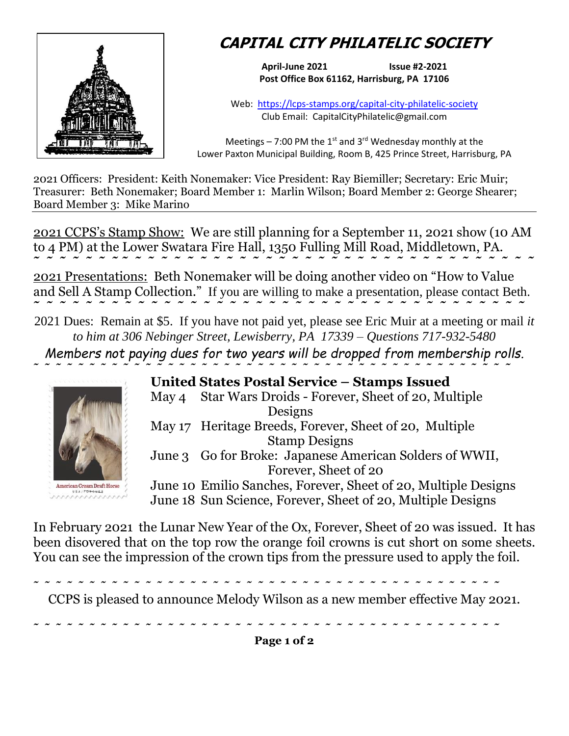# CAPITAL CITY PHILATELIC SOCIETY

**April-June 2021** **Issue #2-2021**
**Post Office Box 61162, Harrisburg, PA 17106**

Web: https://lcps-stamps.org/capital-city-philatelic-society
Club Email: CapitalCityPhilatelic@gmail.com

Meetings – 7:00 PM the 1st and 3rd Wednesday monthly at the Lower Paxton Municipal Building, Room B, 425 Prince Street, Harrisburg, PA

2021 Officers: President: Keith Nonemaker: Vice President: Ray Biemiller; Secretary: Eric Muir; Treasurer: Beth Nonemaker; Board Member 1: Marlin Wilson; Board Member 2: George Shearer; Board Member 3: Mike Marino

---

2021 CCPS's Stamp Show: We are still planning for a September 11, 2021 show (10 AM to 4 PM) at the Lower Swatara Fire Hall, 1350 Fulling Mill Road, Middletown, PA.

~ ~ ~ ~ ~ ~ ~ ~ ~ ~ ~ ~ ~ ~ ~ ~ ~ ~ ~ ~ ~ ~ ~ ~ ~ ~ ~ ~ ~ ~ ~ ~ ~ ~ ~ ~ ~ ~ ~ ~ ~ ~ ~ ~ ~ ~

2021 Presentations: Beth Nonemaker will be doing another video on "How to Value and Sell A Stamp Collection." If you are willing to make a presentation, please contact Beth.

~ ~ ~ ~ ~ ~ ~ ~ ~ ~ ~ ~ ~ ~ ~ ~ ~ ~ ~ ~ ~ ~ ~ ~ ~ ~ ~ ~ ~ ~ ~ ~ ~ ~ ~ ~ ~ ~ ~ ~ ~ ~ ~ ~ ~ ~

2021 Dues: Remain at $5. If you have not paid yet, please see Eric Muir at a meeting or mail *it to him at 306 Nebinger Street, Lewisberry, PA 17339 – Questions 717-932-5480*

*Members not paying dues for two years will be dropped from membership rolls.*

~ ~ ~ ~ ~ ~ ~ ~ ~ ~ ~ ~ ~ ~ ~ ~ ~ ~ ~ ~ ~ ~ ~ ~ ~ ~ ~ ~ ~ ~ ~ ~ ~ ~ ~ ~ ~ ~ ~ ~ ~ ~ ~ ~ ~ ~

American Cream Draft Horse USA FOREVER

## United States Postal Service – Stamps Issued

- May 4 Star Wars Droids - Forever, Sheet of 20, Multiple Designs
- May 17 Heritage Breeds, Forever, Sheet of 20, Multiple Stamp Designs
- June 3 Go for Broke: Japanese American Solders of WWII, Forever, Sheet of 20
- June 10 Emilio Sanches, Forever, Sheet of 20, Multiple Designs
- June 18 Sun Science, Forever, Sheet of 20, Multiple Designs

In February 2021 the Lunar New Year of the Ox, Forever, Sheet of 20 was issued. It has been disovered that on the top row the orange foil crowns is cut short on some sheets. You can see the impression of the crown tips from the pressure used to apply the foil.

~ ~ ~ ~ ~ ~ ~ ~ ~ ~ ~ ~ ~ ~ ~ ~ ~ ~ ~ ~ ~ ~ ~ ~ ~ ~ ~ ~ ~ ~ ~ ~ ~ ~ ~ ~ ~ ~ ~ ~ ~ ~ ~ ~ ~ ~

CCPS is pleased to announce Melody Wilson as a new member effective May 2021.

~ ~ ~ ~ ~ ~ ~ ~ ~ ~ ~ ~ ~ ~ ~ ~ ~ ~ ~ ~ ~ ~ ~ ~ ~ ~ ~ ~ ~ ~ ~ ~ ~ ~ ~ ~ ~ ~ ~ ~ ~ ~ ~ ~ ~ ~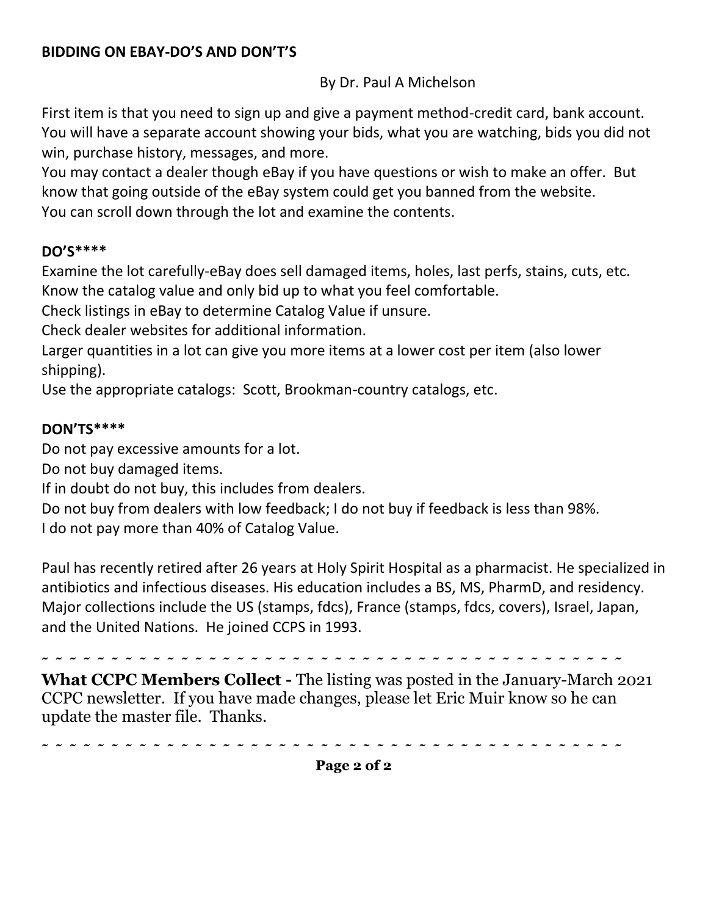## BIDDING ON EBAY-DO'S AND DON'T'S

By Dr. Paul A Michelson

First item is that you need to sign up and give a payment method-credit card, bank account. You will have a separate account showing your bids, what you are watching, bids you did not win, purchase history, messages, and more.
You may contact a dealer though eBay if you have questions or wish to make an offer. But know that going outside of the eBay system could get you banned from the website.
You can scroll down through the lot and examine the contents.

**DO'S****\*\***

Examine the lot carefully-eBay does sell damaged items, holes, last perfs, stains, cuts, etc.
Know the catalog value and only bid up to what you feel comfortable.
Check listings in eBay to determine Catalog Value if unsure.
Check dealer websites for additional information.
Larger quantities in a lot can give you more items at a lower cost per item (also lower shipping).
Use the appropriate catalogs: Scott, Brookman-country catalogs, etc.

**DON'TS****\*\***

Do not pay excessive amounts for a lot.
Do not buy damaged items.
If in doubt do not buy, this includes from dealers.
Do not buy from dealers with low feedback; I do not buy if feedback is less than 98%.
I do not pay more than 40% of Catalog Value.

Paul has recently retired after 26 years at Holy Spirit Hospital as a pharmacist. He specialized in antibiotics and infectious diseases. His education includes a BS, MS, PharmD, and residency. Major collections include the US (stamps, fdcs), France (stamps, fdcs, covers), Israel, Japan, and the United Nations. He joined CCPS in 1993.

~ ~ ~ ~ ~ ~ ~ ~ ~ ~ ~ ~ ~ ~ ~ ~ ~ ~ ~ ~ ~ ~ ~ ~ ~ ~ ~ ~ ~ ~ ~ ~ ~ ~ ~ ~ ~ ~ ~ ~ ~ ~ ~ ~ ~ ~

**What CCPC Members Collect -** The listing was posted in the January-March 2021 CCPC newsletter. If you have made changes, please let Eric Muir know so he can update the master file. Thanks.

~ ~ ~ ~ ~ ~ ~ ~ ~ ~ ~ ~ ~ ~ ~ ~ ~ ~ ~ ~ ~ ~ ~ ~ ~ ~ ~ ~ ~ ~ ~ ~ ~ ~ ~ ~ ~ ~ ~ ~ ~ ~ ~ ~ ~ ~